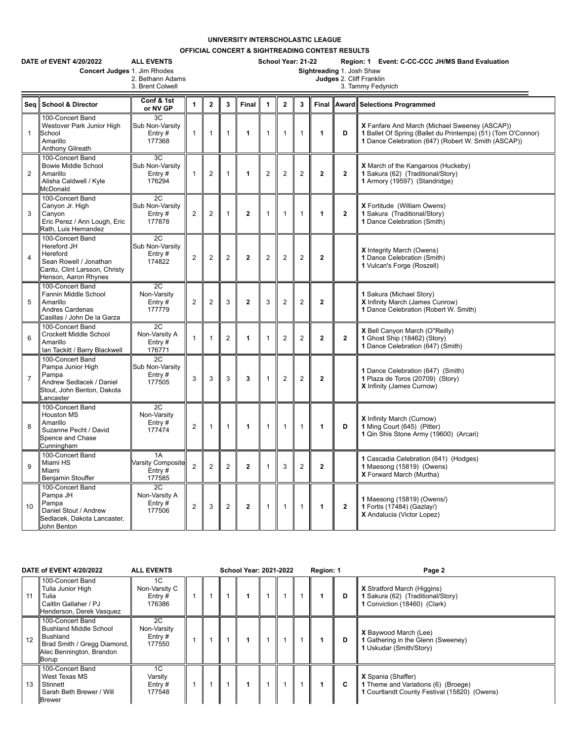# UNIVERSITY INTERSCHOLASTIC LEAGUE

## OFFICIAL CONCERT & SIGHTREADING CONTEST RESULTS

**DATE of EVENT 4/20/2022** **ALL EVENTS** **School Year: 21-22** **Region: 1 Event: C-CC-CCC JH/MS Band Evaluation**

**Concert Judges** 1. Jim Rhodes
2. Bethann Adams
3. Brent Colwell

**Sightreading Judges** 1. Josh Shaw
2. Cliff Franklin
3. Tammy Fedynich

| Seq | School & Director | Conf & 1st or NV GP | 1 | 2 | 3 | Final | 1 | 2 | 3 | Final | Award | Selections Programmed |
|---|---|---|---|---|---|---|---|---|---|---|---|---|
| 1 | 100-Concert Band Westover Park Junior High School Amarillo Anthony Gilreath | 3C Sub Non-Varsity Entry # 177368 | 1 | 1 | 1 | **1** | 1 | 1 | 1 | **1** | **D** | **X** Fanfare And March (Michael Sweeney (ASCAP)) **1** Ballet Of Spring (Ballet du Printemps) (51) (Tom O'Connor) **1** Dance Celebration (647) (Robert W. Smith (ASCAP)) |
| 2 | 100-Concert Band Bowie Middle School Amarillo Alisha Caldwell / Kyle McDonald | 3C Sub Non-Varsity Entry # 176294 | 1 | 2 | 1 | **1** | 2 | 2 | 2 | **2** | **2** | **X** March of the Kangaroos (Huckeby) **1** Sakura (62) (Traditional/Story) **1** Armory (19597) (Standridge) |
| 3 | 100-Concert Band Canyon Jr. High Canyon Eric Perez / Ann Lough, Eric Rath, Luis Hernandez | 2C Sub Non-Varsity Entry # 177878 | 2 | 2 | 1 | **2** | 1 | 1 | 1 | **1** | **2** | **X** Fortitude (William Owens) **1** Sakura (Traditional/Story) **1** Dance Celebration (Smith) |
| 4 | 100-Concert Band Hereford JH Hereford Sean Rowell / Jonathan Cantu, Clint Larsson, Christy Henson, Aaron Rhynes | 2C Sub Non-Varsity Entry # 174822 | 2 | 2 | 2 | **2** | 2 | 2 | 2 | **2** | | **X** Integrity March (Owens) **1** Dance Celebration (Smith) **1** Vulcan's Forge (Roszell) |
| 5 | 100-Concert Band Fannin Middle School Amarillo Andres Cardenas Casillas / John De la Garza | 2C Non-Varsity Entry # 177779 | 2 | 2 | 3 | **2** | 3 | 2 | 2 | **2** | | **1** Sakura (Michael Story) **X** Infinity March (James Cunrow) **1** Dance Celebration (Robert W. Smith) |
| 6 | 100-Concert Band Crockett Middle School Amarillo Ian Tackitt / Barry Blackwell | 2C Non-Varsity A Entry # 176771 | 1 | 1 | 2 | **1** | 1 | 2 | 2 | **2** | **2** | **X** Bell Canyon March (O"Reilly) **1** Ghost Ship (18462) (Story) **1** Dance Celebration (647) (Smith) |
| 7 | 100-Concert Band Pampa Junior High Pampa Andrew Sedlacek / Daniel Stout, John Benton, Dakota Lancaster | 2C Sub Non-Varsity Entry # 177505 | 3 | 3 | 3 | **3** | 1 | 2 | 2 | **2** | | **1** Dance Celebration (647) (Smith) **1** Plaza de Toros (20709) (Story) **X** Infinity (James Curnow) |
| 8 | 100-Concert Band Houston MS Amarillo Suzanne Pecht / David Spence and Chase Cunningham | 2C Non-Varsity Entry # 177474 | 2 | 1 | 1 | **1** | 1 | 1 | 1 | **1** | **D** | **X** Infinity March (Curnow) **1** Ming Court (645) (Pitter) **1** Qin Shis Stone Army (19600) (Arcari) |
| 9 | 100-Concert Band Miami HS Miami Benjamin Stouffer | 1A Varsity Composite Entry # 177585 | 2 | 2 | 2 | **2** | 1 | 3 | 2 | **2** | | **1** Cascadia Celebration (641) (Hodges) **1** Maesong (15819) (Owens) **X** Forward March (Murtha) |
| 10 | 100-Concert Band Pampa JH Pampa Daniel Stout / Andrew Sedlacek, Dakota Lancaster, John Benton | 2C Non-Varsity A Entry # 177506 | 2 | 3 | 2 | **2** | 1 | 1 | 1 | **1** | **2** | **1** Maesong (15819) (Owens/) **1** Fortis (17484) (Gazlay/) **X** Andalucia (Victor Lopez) |
| 11 | 100-Concert Band Tulia Junior High Tulia Caitlin Gallaher / PJ Henderson, Derek Vasquez | 1C Non-Varsity C Entry # 176386 | 1 | 1 | 1 | **1** | 1 | 1 | 1 | **1** | **D** | **X** Stratford March (Higgins) **1** Sakura (62) (Traditional/Story) **1** Conviction (18460) (Clark) |
| 12 | 100-Concert Band Bushland Middle School Bushland Brad Smith / Gregg Diamond, Alec Bennington, Brandon Borup | 2C Non-Varsity Entry # 177550 | 1 | 1 | 1 | **1** | 1 | 1 | 1 | **1** | **D** | **X** Baywood March (Lee) **1** Gathering in the Glenn (Sweeney) **1** Uskudar (Smith/Story) |
| 13 | 100-Concert Band West Texas MS Stinnett Sarah Beth Brewer / Will Brewer | 1C Varsity Entry # 177548 | 1 | 1 | 1 | **1** | 1 | 1 | 1 | **1** | **C** | **X** Spania (Shaffer) **1** Theme and Variations (6) (Broege) **1** Courtlandt County Festival (15820) (Owens) |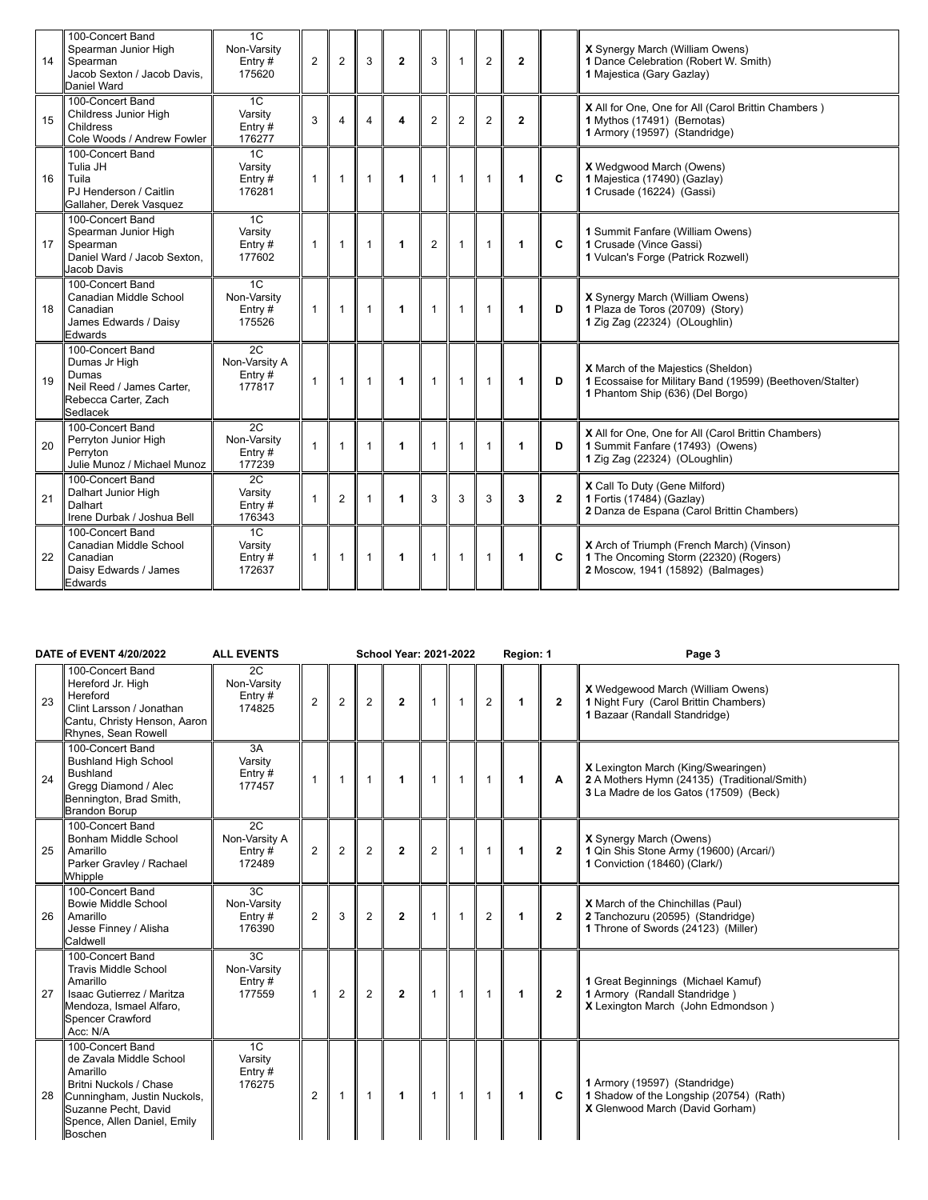| 14 | 100-Concert Band Spearman Junior High Spearman Jacob Sexton / Jacob Davis, Daniel Ward | 1C Non-Varsity Entry # 175620 | 2 | 2 | 3 | **2** | 3 | 1 | 2 | **2** | | **X** Synergy March (William Owens) **1** Dance Celebration (Robert W. Smith) **1** Majestica (Gary Gazlay) |
|---|---|---|---|---|---|---|---|---|---|---|---|---|
| 15 | 100-Concert Band Childress Junior High Childress Cole Woods / Andrew Fowler | 1C Varsity Entry # 176277 | 3 | 4 | 4 | **4** | 2 | 2 | 2 | **2** | | **X** All for One, One for All (Carol Brittin Chambers ) **1** Mythos (17491) (Bernotas) **1** Armory (19597) (Standridge) |
| 16 | 100-Concert Band Tulia JH Tuila PJ Henderson / Caitlin Gallaher, Derek Vasquez | 1C Varsity Entry # 176281 | 1 | 1 | 1 | **1** | 1 | 1 | 1 | **1** | **C** | **X** Wedgwood March (Owens) **1** Majestica (17490) (Gazlay) **1** Crusade (16224) (Gassi) |
| 17 | 100-Concert Band Spearman Junior High Spearman Daniel Ward / Jacob Sexton, Jacob Davis | 1C Varsity Entry # 177602 | 1 | 1 | 1 | **1** | 2 | 1 | 1 | **1** | **C** | **1** Summit Fanfare (William Owens) **1** Crusade (Vince Gassi) **1** Vulcan's Forge (Patrick Rozwell) |
| 18 | 100-Concert Band Canadian Middle School Canadian James Edwards / Daisy Edwards | 1C Non-Varsity Entry # 175526 | 1 | 1 | 1 | **1** | 1 | 1 | 1 | **1** | **D** | **X** Synergy March (William Owens) **1** Plaza de Toros (20709) (Story) **1** Zig Zag (22324) (OLoughlin) |
| 19 | 100-Concert Band Dumas Jr High Dumas Neil Reed / James Carter, Rebecca Carter, Zach Sedlacek | 2C Non-Varsity A Entry # 177817 | 1 | 1 | 1 | **1** | 1 | 1 | 1 | **1** | **D** | **X** March of the Majestics (Sheldon) **1** Ecossaise for Military Band (19599) (Beethoven/Stalter) **1** Phantom Ship (636) (Del Borgo) |
| 20 | 100-Concert Band Perryton Junior High Perryton Julie Munoz / Michael Munoz | 2C Non-Varsity Entry # 177239 | 1 | 1 | 1 | **1** | 1 | 1 | 1 | **1** | **D** | **X** All for One, One for All (Carol Brittin Chambers) **1** Summit Fanfare (17493) (Owens) **1** Zig Zag (22324) (OLoughlin) |
| 21 | 100-Concert Band Dalhart Junior High Dalhart Irene Durbak / Joshua Bell | 2C Varsity Entry # 176343 | 1 | 2 | 1 | **1** | 3 | 3 | 3 | **3** | **2** | **X** Call To Duty (Gene Milford) **1** Fortis (17484) (Gazlay) **2** Danza de Espana (Carol Brittin Chambers) |
| 22 | 100-Concert Band Canadian Middle School Canadian Daisy Edwards / James Edwards | 1C Varsity Entry # 172637 | 1 | 1 | 1 | **1** | 1 | 1 | 1 | **1** | **C** | **X** Arch of Triumph (French March) (Vinson) **1** The Oncoming Storm (22320) (Rogers) **2** Moscow, 1941 (15892) (Balmages) |

**DATE of EVENT 4/20/2022** **ALL EVENTS** **School Year: 2021-2022** **Region: 1**

| 23 | 100-Concert Band Hereford Jr. High Hereford Clint Larsson / Jonathan Cantu, Christy Henson, Aaron Rhynes, Sean Rowell | 2C Non-Varsity Entry # 174825 | 2 | 2 | 2 | **2** | 1 | 1 | 2 | **1** | **2** | **X** Wedgewood March (William Owens) **1** Night Fury (Carol Brittin Chambers) **1** Bazaar (Randall Standridge) |
|---|---|---|---|---|---|---|---|---|---|---|---|---|
| 24 | 100-Concert Band Bushland High School Bushland Gregg Diamond / Alec Bennington, Brad Smith, Brandon Borup | 3A Varsity Entry # 177457 | 1 | 1 | 1 | **1** | 1 | 1 | 1 | **1** | **A** | **X** Lexington March (King/Swearingen) **2** A Mothers Hymn (24135) (Traditional/Smith) **3** La Madre de los Gatos (17509) (Beck) |
| 25 | 100-Concert Band Bonham Middle School Amarillo Parker Gravley / Rachael Whipple | 2C Non-Varsity A Entry # 172489 | 2 | 2 | 2 | **2** | 2 | 1 | 1 | **1** | **2** | **X** Synergy March (Owens) **1** Qin Shis Stone Army (19600) (Arcari/) **1** Conviction (18460) (Clark/) |
| 26 | 100-Concert Band Bowie Middle School Amarillo Jesse Finney / Alisha Caldwell | 3C Non-Varsity Entry # 176390 | 2 | 3 | 2 | **2** | 1 | 1 | 2 | **1** | **2** | **X** March of the Chinchillas (Paul) **2** Tanchozuru (20595) (Standridge) **1** Throne of Swords (24123) (Miller) |
| 27 | 100-Concert Band Travis Middle School Amarillo Isaac Gutierrez / Maritza Mendoza, Ismael Alfaro, Spencer Crawford Acc: N/A | 3C Non-Varsity Entry # 177559 | 1 | 2 | 2 | **2** | 1 | 1 | 1 | **1** | **2** | **1** Great Beginnings (Michael Kamuf) **1** Armory (Randall Standridge ) **X** Lexington March (John Edmondson ) |
| 28 | 100-Concert Band de Zavala Middle School Amarillo Britni Nuckols / Chase Cunningham, Justin Nuckols, Suzanne Pecht, David Spence, Allen Daniel, Emily Boschen | 1C Varsity Entry # 176275 | 2 | 1 | 1 | **1** | 1 | 1 | 1 | **1** | **C** | **1** Armory (19597) (Standridge) **1** Shadow of the Longship (20754) (Rath) **X** Glenwood March (David Gorham) |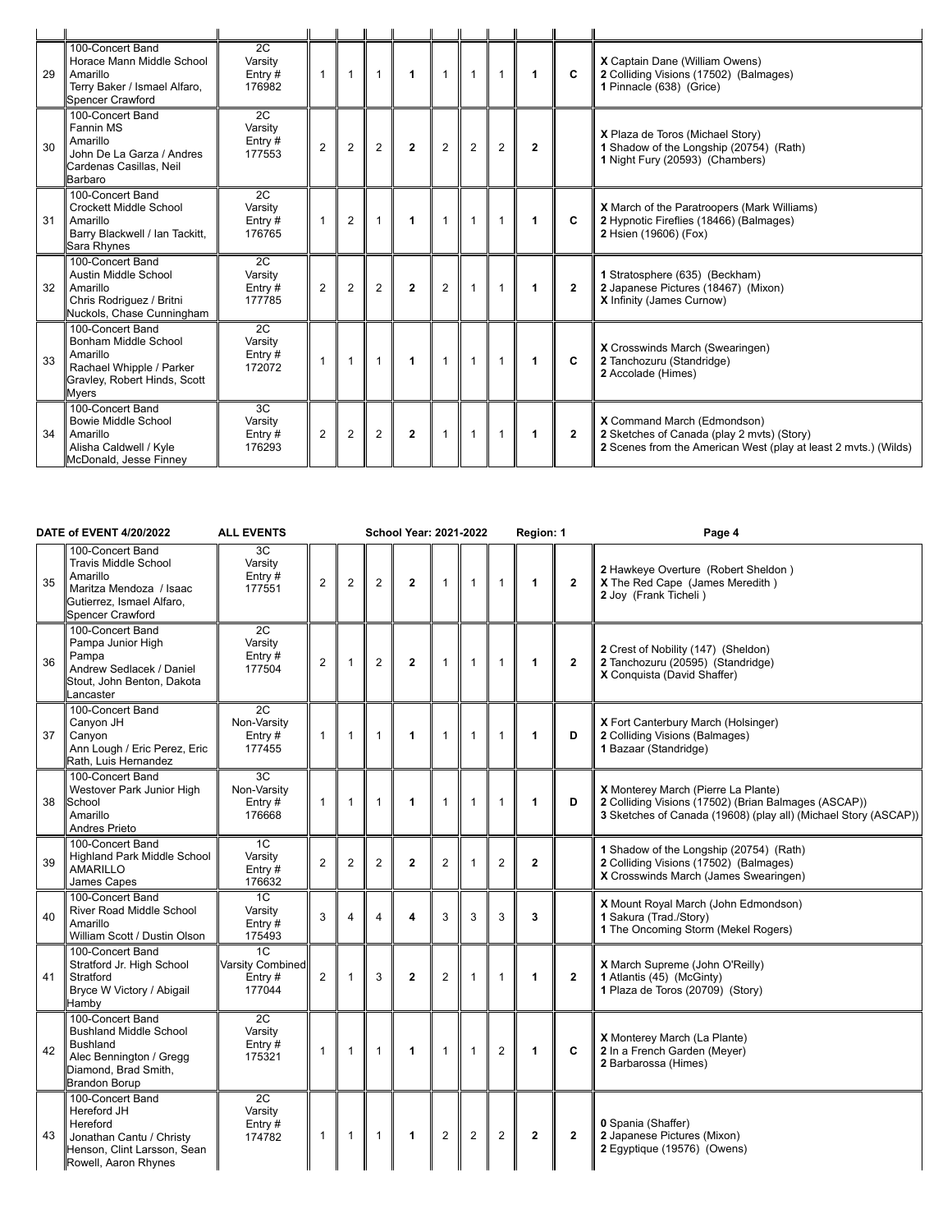| | | | | | | | | | | | | |
|---|---|---|---|---|---|---|---|---|---|---|---|---|
| 29 | 100-Concert Band<br>Horace Mann Middle School<br>Amarillo<br>Terry Baker / Ismael Alfaro, Spencer Crawford | 2C<br>Varsity<br>Entry #<br>176982 | 1 | 1 | 1 | **1** | 1 | 1 | 1 | **1** | **C** | **X** Captain Dane (William Owens)<br>**2** Colliding Visions (17502) (Balmages)<br>**1** Pinnacle (638) (Grice) |
| 30 | 100-Concert Band<br>Fannin MS<br>Amarillo<br>John De La Garza / Andres Cardenas Casillas, Neil Barbaro | 2C<br>Varsity<br>Entry #<br>177553 | 2 | 2 | 2 | **2** | 2 | 2 | 2 | **2** | | **X** Plaza de Toros (Michael Story)<br>**1** Shadow of the Longship (20754) (Rath)<br>**1** Night Fury (20593) (Chambers) |
| 31 | 100-Concert Band<br>Crockett Middle School<br>Amarillo<br>Barry Blackwell / Ian Tackitt, Sara Rhynes | 2C<br>Varsity<br>Entry #<br>176765 | 1 | 2 | 1 | **1** | 1 | 1 | 1 | **1** | **C** | **X** March of the Paratroopers (Mark Williams)<br>**2** Hypnotic Fireflies (18466) (Balmages)<br>**2** Hsien (19606) (Fox) |
| 32 | 100-Concert Band<br>Austin Middle School<br>Amarillo<br>Chris Rodriguez / Britni Nuckols, Chase Cunningham | 2C<br>Varsity<br>Entry #<br>177785 | 2 | 2 | 2 | **2** | 2 | 1 | 1 | **1** | **2** | **1** Stratosphere (635) (Beckham)<br>**2** Japanese Pictures (18467) (Mixon)<br>**X** Infinity (James Curnow) |
| 33 | 100-Concert Band<br>Bonham Middle School<br>Amarillo<br>Rachael Whipple / Parker Gravley, Robert Hinds, Scott Myers | 2C<br>Varsity<br>Entry #<br>172072 | 1 | 1 | 1 | **1** | 1 | 1 | 1 | **1** | **C** | **X** Crosswinds March (Swearingen)<br>**2** Tanchozuru (Standridge)<br>**2** Accolade (Himes) |
| 34 | 100-Concert Band<br>Bowie Middle School<br>Amarillo<br>Alisha Caldwell / Kyle McDonald, Jesse Finney | 3C<br>Varsity<br>Entry #<br>176293 | 2 | 2 | 2 | **2** | 1 | 1 | 1 | **1** | **2** | **X** Command March (Edmondson)<br>**2** Sketches of Canada (play 2 mvts) (Story)<br>**2** Scenes from the American West (play at least 2 mvts.) (Wilds) |

**DATE of EVENT 4/20/2022** **ALL EVENTS** **School Year: 2021-2022** **Region: 1** **Page 4**

| | | | | | | | | | | | | |
|---|---|---|---|---|---|---|---|---|---|---|---|---|
| 35 | 100-Concert Band<br>Travis Middle School<br>Amarillo<br>Maritza Mendoza / Isaac Gutierrez, Ismael Alfaro, Spencer Crawford | 3C<br>Varsity<br>Entry #<br>177551 | 2 | 2 | 2 | **2** | 1 | 1 | 1 | **1** | **2** | **2** Hawkeye Overture (Robert Sheldon )<br>**X** The Red Cape (James Meredith )<br>**2** Joy (Frank Ticheli ) |
| 36 | 100-Concert Band<br>Pampa Junior High<br>Pampa<br>Andrew Sedlacek / Daniel Stout, John Benton, Dakota Lancaster | 2C<br>Varsity<br>Entry #<br>177504 | 2 | 1 | 2 | **2** | 1 | 1 | 1 | **1** | **2** | **2** Crest of Nobility (147) (Sheldon)<br>**2** Tanchozuru (20595) (Standridge)<br>**X** Conquista (David Shaffer) |
| 37 | 100-Concert Band<br>Canyon JH<br>Canyon<br>Ann Lough / Eric Perez, Eric Rath, Luis Hernandez | 2C<br>Non-Varsity<br>Entry #<br>177455 | 1 | 1 | 1 | **1** | 1 | 1 | 1 | **1** | **D** | **X** Fort Canterbury March (Holsinger)<br>**2** Colliding Visions (Balmages)<br>**1** Bazaar (Standridge) |
| 38 | 100-Concert Band<br>Westover Park Junior High School<br>Amarillo<br>Andres Prieto | 3C<br>Non-Varsity<br>Entry #<br>176668 | 1 | 1 | 1 | **1** | 1 | 1 | 1 | **1** | **D** | **X** Monterey March (Pierre La Plante)<br>**2** Colliding Visions (17502) (Brian Balmages (ASCAP))<br>**3** Sketches of Canada (19608) (play all) (Michael Story (ASCAP)) |
| 39 | 100-Concert Band<br>Highland Park Middle School<br>AMARILLO<br>James Capes | 1C<br>Varsity<br>Entry #<br>176632 | 2 | 2 | 2 | **2** | 2 | 1 | 2 | **2** | | **1** Shadow of the Longship (20754) (Rath)<br>**2** Colliding Visions (17502) (Balmages)<br>**X** Crosswinds March (James Swearingen) |
| 40 | 100-Concert Band<br>River Road Middle School<br>Amarillo<br>William Scott / Dustin Olson | 1C<br>Varsity<br>Entry #<br>175493 | 3 | 4 | 4 | **4** | 3 | 3 | 3 | **3** | | **X** Mount Royal March (John Edmondson)<br>**1** Sakura (Trad./Story)<br>**1** The Oncoming Storm (Mekel Rogers) |
| 41 | 100-Concert Band<br>Stratford Jr. High School<br>Stratford<br>Bryce W Victory / Abigail Hamby | 1C<br>Varsity Combined<br>Entry #<br>177044 | 2 | 1 | 3 | **2** | 2 | 1 | 1 | **1** | **2** | **X** March Supreme (John O'Reilly)<br>**1** Atlantis (45) (McGinty)<br>**1** Plaza de Toros (20709) (Story) |
| 42 | 100-Concert Band<br>Bushland Middle School<br>Bushland<br>Alec Bennington / Gregg Diamond, Brad Smith, Brandon Borup | 2C<br>Varsity<br>Entry #<br>175321 | 1 | 1 | 1 | **1** | 1 | 1 | 2 | **1** | **C** | **X** Monterey March (La Plante)<br>**2** In a French Garden (Meyer)<br>**2** Barbarossa (Himes) |
| 43 | 100-Concert Band<br>Hereford JH<br>Hereford<br>Jonathan Cantu / Christy Henson, Clint Larsson, Sean Rowell, Aaron Rhynes | 2C<br>Varsity<br>Entry #<br>174782 | 1 | 1 | 1 | **1** | 2 | 2 | 2 | **2** | **2** | **0** Spania (Shaffer)<br>**2** Japanese Pictures (Mixon)<br>**2** Egyptique (19576) (Owens) |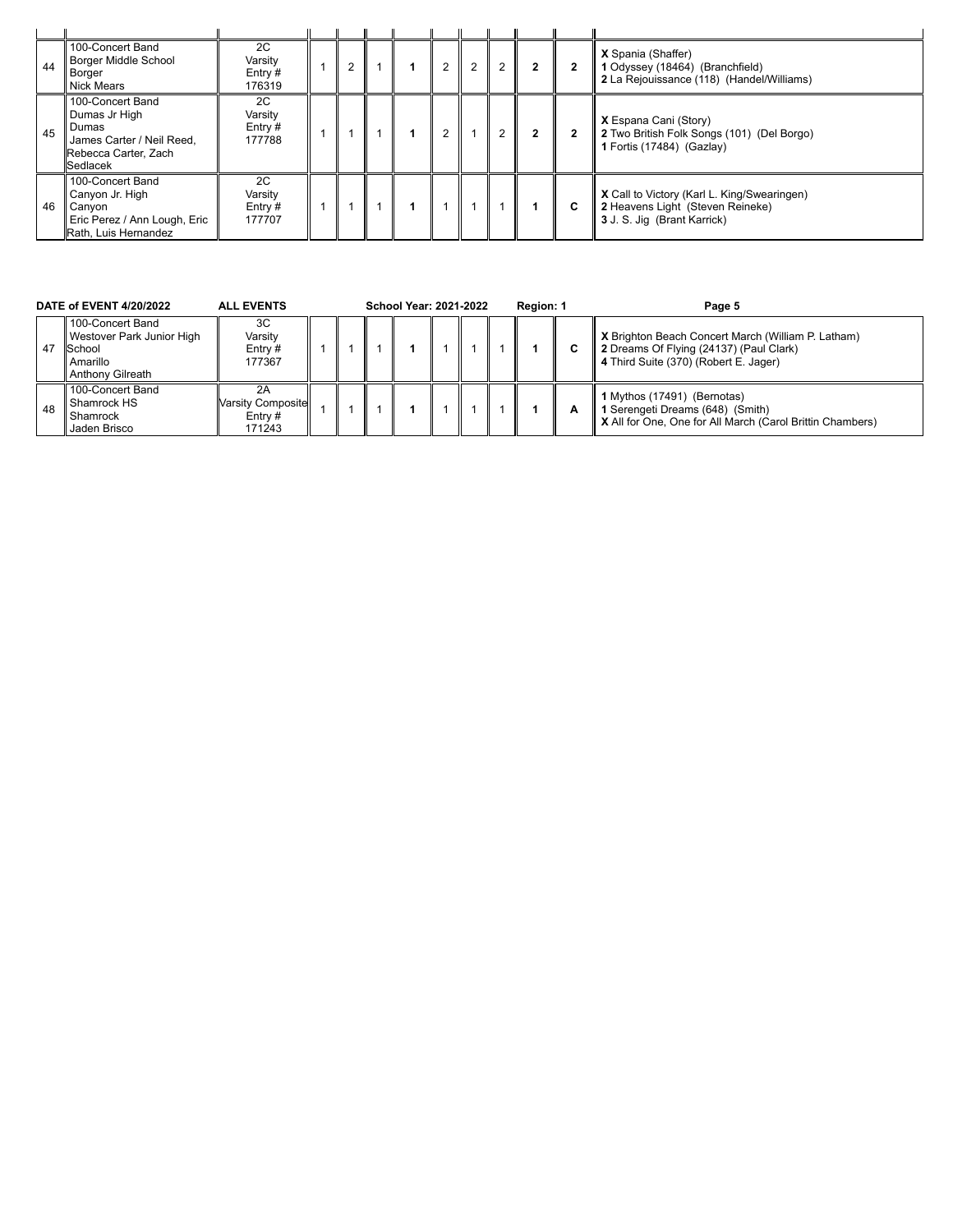| | | | | | | | | | | | | |
|---|---|---|---|---|---|---|---|---|---|---|---|---|
| 44 | 100-Concert Band<br>Borger Middle School<br>Borger<br>Nick Mears | 2C<br>Varsity<br>Entry #<br>176319 | 1 | 2 | 1 | **1** | 2 | 2 | 2 | **2** | **2** | **X** Spania (Shaffer)<br>**1** Odyssey (18464) (Branchfield)<br>**2** La Rejouissance (118) (Handel/Williams) |
| 45 | 100-Concert Band<br>Dumas Jr High<br>Dumas<br>James Carter / Neil Reed, Rebecca Carter, Zach Sedlacek | 2C<br>Varsity<br>Entry #<br>177788 | 1 | 1 | 1 | **1** | 2 | 1 | 2 | **2** | **2** | **X** Espana Cani (Story)<br>**2** Two British Folk Songs (101) (Del Borgo)<br>**1** Fortis (17484) (Gazlay) |
| 46 | 100-Concert Band<br>Canyon Jr. High<br>Canyon<br>Eric Perez / Ann Lough, Eric Rath, Luis Hernandez | 2C<br>Varsity<br>Entry #<br>177707 | 1 | 1 | 1 | **1** | 1 | 1 | 1 | **1** | **C** | **X** Call to Victory (Karl L. King/Swearingen)<br>**2** Heavens Light (Steven Reineke)<br>**3** J. S. Jig (Brant Karrick) |

**DATE of EVENT 4/20/2022** **ALL EVENTS** **School Year: 2021-2022** **Region: 1** **Page 5**

| | | | | | | | | | | | | |
|---|---|---|---|---|---|---|---|---|---|---|---|---|
| 47 | 100-Concert Band<br>Westover Park Junior High School<br>Amarillo<br>Anthony Gilreath | 3C<br>Varsity<br>Entry #<br>177367 | 1 | 1 | 1 | **1** | 1 | 1 | 1 | **1** | **C** | **X** Brighton Beach Concert March (William P. Latham)<br>**2** Dreams Of Flying (24137) (Paul Clark)<br>**4** Third Suite (370) (Robert E. Jager) |
| 48 | 100-Concert Band<br>Shamrock HS<br>Shamrock<br>Jaden Brisco | 2A<br>Varsity Composite<br>Entry #<br>171243 | 1 | 1 | 1 | **1** | 1 | 1 | 1 | **1** | **A** | **1** Mythos (17491) (Bernotas)<br>**1** Serengeti Dreams (648) (Smith)<br>**X** All for One, One for All March (Carol Brittin Chambers) |